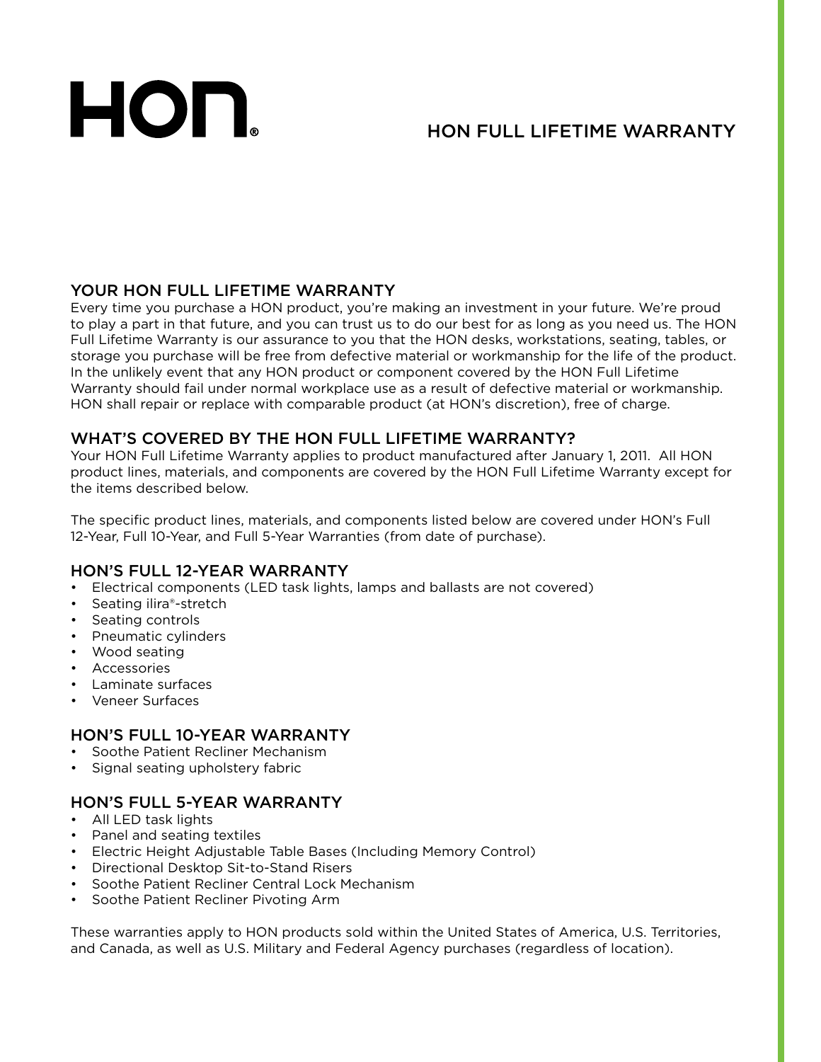# HON FULL LIFETIME WARRANTY

## YOUR HON FULL LIFETIME WARRANTY

Every time you purchase a HON product, you're making an investment in your future. We're proud to play a part in that future, and you can trust us to do our best for as long as you need us. The HON Full Lifetime Warranty is our assurance to you that the HON desks, workstations, seating, tables, or storage you purchase will be free from defective material or workmanship for the life of the product. In the unlikely event that any HON product or component covered by the HON Full Lifetime Warranty should fail under normal workplace use as a result of defective material or workmanship. HON shall repair or replace with comparable product (at HON's discretion), free of charge.

## WHAT'S COVERED BY THE HON FULL LIFETIME WARRANTY?

Your HON Full Lifetime Warranty applies to product manufactured after January 1, 2011. All HON product lines, materials, and components are covered by the HON Full Lifetime Warranty except for the items described below.

The specific product lines, materials, and components listed below are covered under HON's Full 12-Year, Full 10-Year, and Full 5-Year Warranties (from date of purchase).

## HON'S FULL 12-YEAR WARRANTY

- Electrical components (LED task lights, lamps and ballasts are not covered)
- Seating ilira®-stretch
- Seating controls
- Pneumatic cylinders
- Wood seating
- Accessories
- Laminate surfaces
- Veneer Surfaces

## HON'S FULL 10-YEAR WARRANTY

- Soothe Patient Recliner Mechanism
- Signal seating upholstery fabric

## HON'S FULL 5-YEAR WARRANTY

- All LED task lights
- Panel and seating textiles
- Electric Height Adjustable Table Bases (Including Memory Control)
- Directional Desktop Sit-to-Stand Risers
- Soothe Patient Recliner Central Lock Mechanism
- Soothe Patient Recliner Pivoting Arm

These warranties apply to HON products sold within the United States of America, U.S. Territories, and Canada, as well as U.S. Military and Federal Agency purchases (regardless of location).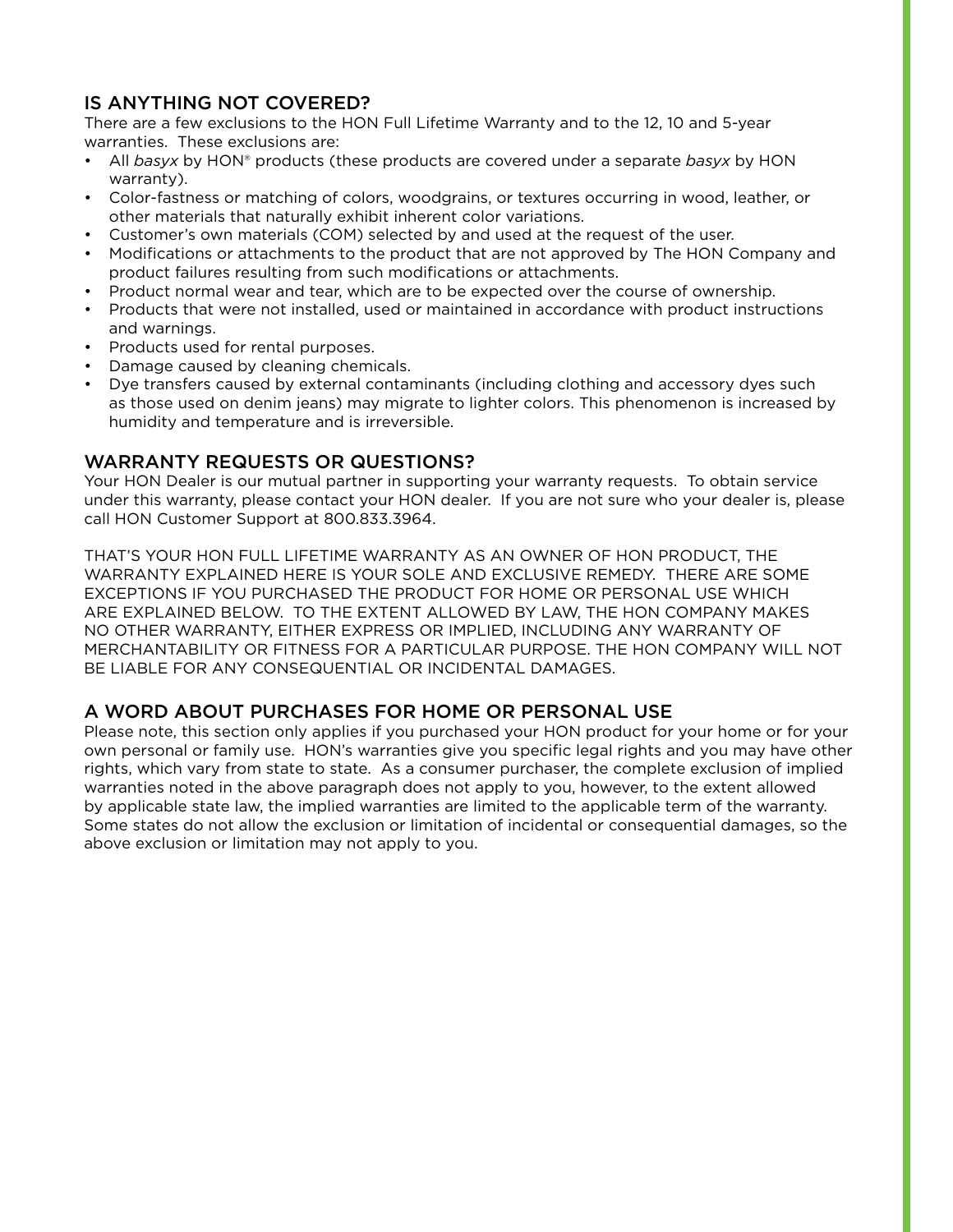## IS ANYTHING NOT COVERED?

There are a few exclusions to the HON Full Lifetime Warranty and to the 12, 10 and 5-year warranties. These exclusions are:

- All *basyx* by HON® products (these products are covered under a separate *basyx* by HON warranty).
- Color-fastness or matching of colors, woodgrains, or textures occurring in wood, leather, or other materials that naturally exhibit inherent color variations.
- Customer's own materials (COM) selected by and used at the request of the user.
- Modifications or attachments to the product that are not approved by The HON Company and product failures resulting from such modifications or attachments.
- Product normal wear and tear, which are to be expected over the course of ownership.
- Products that were not installed, used or maintained in accordance with product instructions and warnings.
- Products used for rental purposes.
- Damage caused by cleaning chemicals.
- Dye transfers caused by external contaminants (including clothing and accessory dyes such as those used on denim jeans) may migrate to lighter colors. This phenomenon is increased by humidity and temperature and is irreversible.

## WARRANTY REQUESTS OR QUESTIONS?

Your HON Dealer is our mutual partner in supporting your warranty requests. To obtain service under this warranty, please contact your HON dealer. If you are not sure who your dealer is, please call HON Customer Support at 800.833.3964.

THAT'S YOUR HON FULL LIFETIME WARRANTY AS AN OWNER OF HON PRODUCT, THE WARRANTY EXPLAINED HERE IS YOUR SOLE AND EXCLUSIVE REMEDY. THERE ARE SOME EXCEPTIONS IF YOU PURCHASED THE PRODUCT FOR HOME OR PERSONAL USE WHICH ARE EXPLAINED BELOW. TO THE EXTENT ALLOWED BY LAW, THE HON COMPANY MAKES NO OTHER WARRANTY, EITHER EXPRESS OR IMPLIED, INCLUDING ANY WARRANTY OF MERCHANTABILITY OR FITNESS FOR A PARTICULAR PURPOSE. THE HON COMPANY WILL NOT BE LIABLE FOR ANY CONSEQUENTIAL OR INCIDENTAL DAMAGES.

## A WORD ABOUT PURCHASES FOR HOME OR PERSONAL USE

Please note, this section only applies if you purchased your HON product for your home or for your own personal or family use. HON's warranties give you specific legal rights and you may have other rights, which vary from state to state. As a consumer purchaser, the complete exclusion of implied warranties noted in the above paragraph does not apply to you, however, to the extent allowed by applicable state law, the implied warranties are limited to the applicable term of the warranty. Some states do not allow the exclusion or limitation of incidental or consequential damages, so the above exclusion or limitation may not apply to you.